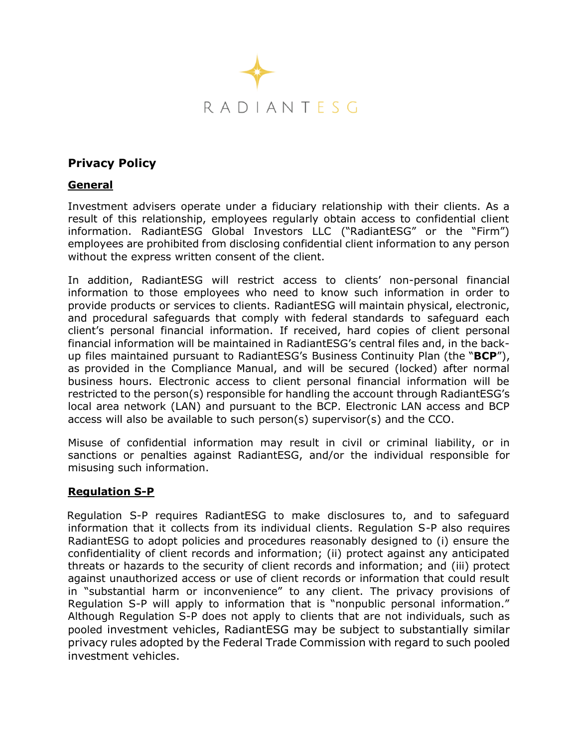RADIANTESG

# Privacy Policy

## General

Investment advisers operate under a fiduciary relationship with their clients. As a result of this relationship, employees regularly obtain access to confidential client information. RadiantESG Global Investors LLC ("RadiantESG" or the "Firm") employees are prohibited from disclosing confidential client information to any person without the express written consent of the client.

In addition, RadiantESG will restrict access to clients' non-personal financial information to those employees who need to know such information in order to provide products or services to clients. RadiantESG will maintain physical, electronic, and procedural safeguards that comply with federal standards to safeguard each client's personal financial information. If received, hard copies of client personal financial information will be maintained in RadiantESG's central files and, in the back-up files maintained pursuant to RadiantESG's Business Continuity Plan (the "**BCP**"), as provided in the Compliance Manual, and will be secured (locked) after normal business hours. Electronic access to client personal financial information will be restricted to the person(s) responsible for handling the account through RadiantESG's local area network (LAN) and pursuant to the BCP. Electronic LAN access and BCP access will also be available to such person(s) supervisor(s) and the CCO.

Misuse of confidential information may result in civil or criminal liability, or in sanctions or penalties against RadiantESG, and/or the individual responsible for misusing such information.

## Regulation S-P

Regulation S-P requires RadiantESG to make disclosures to, and to safeguard information that it collects from its individual clients. Regulation S-P also requires RadiantESG to adopt policies and procedures reasonably designed to (i) ensure the confidentiality of client records and information; (ii) protect against any anticipated threats or hazards to the security of client records and information; and (iii) protect against unauthorized access or use of client records or information that could result in "substantial harm or inconvenience" to any client. The privacy provisions of Regulation S-P will apply to information that is "nonpublic personal information." Although Regulation S-P does not apply to clients that are not individuals, such as pooled investment vehicles, RadiantESG may be subject to substantially similar privacy rules adopted by the Federal Trade Commission with regard to such pooled investment vehicles.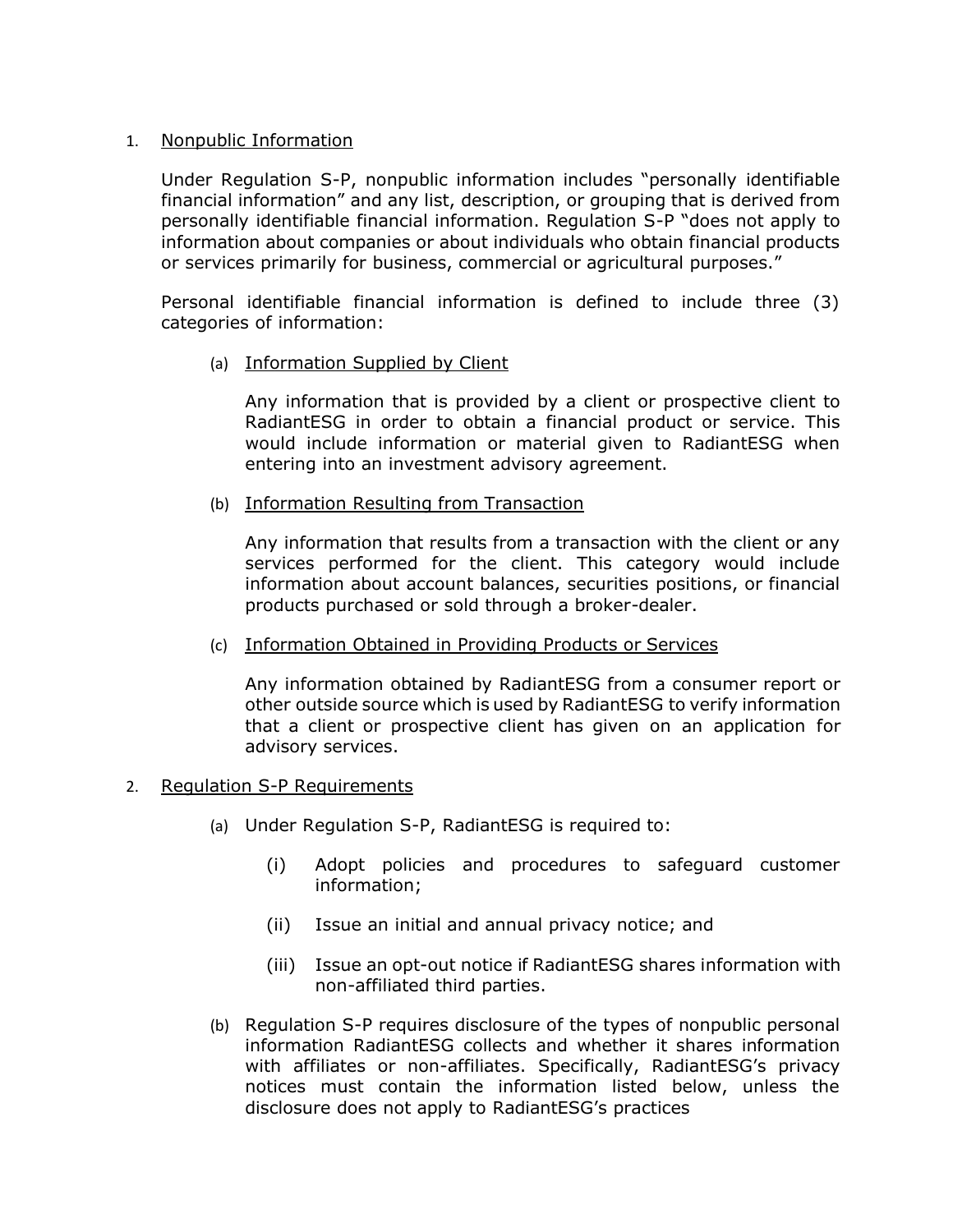1. Nonpublic Information

   Under Regulation S-P, nonpublic information includes "personally identifiable financial information" and any list, description, or grouping that is derived from personally identifiable financial information. Regulation S-P "does not apply to information about companies or about individuals who obtain financial products or services primarily for business, commercial or agricultural purposes."

   Personal identifiable financial information is defined to include three (3) categories of information:

   (a) Information Supplied by Client

   Any information that is provided by a client or prospective client to RadiantESG in order to obtain a financial product or service. This would include information or material given to RadiantESG when entering into an investment advisory agreement.

   (b) Information Resulting from Transaction

   Any information that results from a transaction with the client or any services performed for the client. This category would include information about account balances, securities positions, or financial products purchased or sold through a broker-dealer.

   (c) Information Obtained in Providing Products or Services

   Any information obtained by RadiantESG from a consumer report or other outside source which is used by RadiantESG to verify information that a client or prospective client has given on an application for advisory services.

2. Regulation S-P Requirements

   (a) Under Regulation S-P, RadiantESG is required to:

      (i) Adopt policies and procedures to safeguard customer information;

      (ii) Issue an initial and annual privacy notice; and

      (iii) Issue an opt-out notice if RadiantESG shares information with non-affiliated third parties.

   (b) Regulation S-P requires disclosure of the types of nonpublic personal information RadiantESG collects and whether it shares information with affiliates or non-affiliates. Specifically, RadiantESG's privacy notices must contain the information listed below, unless the disclosure does not apply to RadiantESG's practices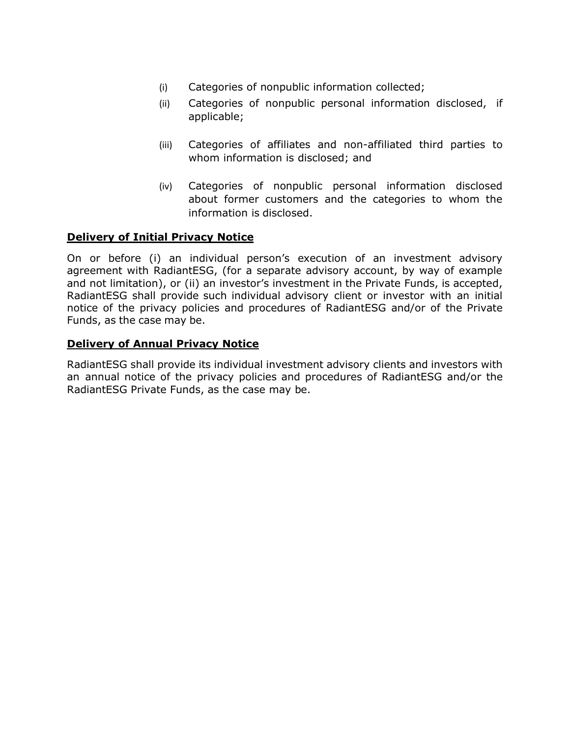(i) Categories of nonpublic information collected;

(ii) Categories of nonpublic personal information disclosed, if applicable;

(iii) Categories of affiliates and non-affiliated third parties to whom information is disclosed; and

(iv) Categories of nonpublic personal information disclosed about former customers and the categories to whom the information is disclosed.

**Delivery of Initial Privacy Notice**

On or before (i) an individual person's execution of an investment advisory agreement with RadiantESG, (for a separate advisory account, by way of example and not limitation), or (ii) an investor's investment in the Private Funds, is accepted, RadiantESG shall provide such individual advisory client or investor with an initial notice of the privacy policies and procedures of RadiantESG and/or of the Private Funds, as the case may be.

**Delivery of Annual Privacy Notice**

RadiantESG shall provide its individual investment advisory clients and investors with an annual notice of the privacy policies and procedures of RadiantESG and/or the RadiantESG Private Funds, as the case may be.